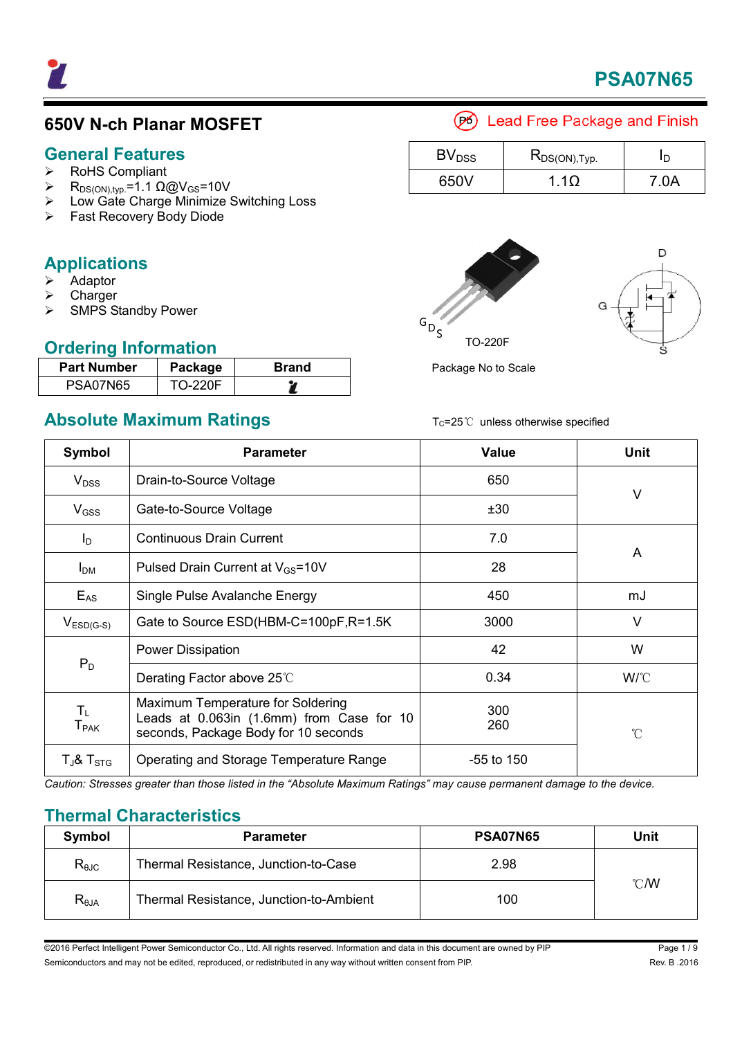# PSA07N65

## 650V N-ch Planar MOSFET

Lead Free Package and Finish

| $BV_{DSS}$ | $R_{DS(ON),Typ.}$ | $I_D$ |
|---|---|---|
| 650V | 1.1Ω | 7.0A |

## General Features

- RoHS Compliant
- $R_{DS(ON),typ.}$=1.1 Ω@$V_{GS}$=10V
- Low Gate Charge Minimize Switching Loss
- Fast Recovery Body Diode

## Applications

- Adaptor
- Charger
- SMPS Standby Power

TO-220F

Package No to Scale

## Ordering Information

| Part Number | Package | Brand |
|---|---|---|
| PSA07N65 | TO-220F | |

## Absolute Maximum Ratings

$T_C$=25℃ unless otherwise specified

| Symbol | Parameter | Value | Unit |
|---|---|---|---|
| $V_{DSS}$ | Drain-to-Source Voltage | 650 | V |
| $V_{GSS}$ | Gate-to-Source Voltage | ±30 | V |
| $I_D$ | Continuous Drain Current | 7.0 | A |
| $I_{DM}$ | Pulsed Drain Current at $V_{GS}$=10V | 28 | A |
| $E_{AS}$ | Single Pulse Avalanche Energy | 450 | mJ |
| $V_{ESD(G-S)}$ | Gate to Source ESD(HBM-C=100pF,R=1.5K | 3000 | V |
| $P_D$ | Power Dissipation | 42 | W |
| | Derating Factor above 25℃ | 0.34 | W/℃ |
| $T_L$<br>$T_{PAK}$ | Maximum Temperature for Soldering Leads at 0.063in (1.6mm) from Case for 10 seconds, Package Body for 10 seconds | 300<br>260 | ℃ |
| $T_J$& $T_{STG}$ | Operating and Storage Temperature Range | -55 to 150 | ℃ |

*Caution: Stresses greater than those listed in the "Absolute Maximum Ratings" may cause permanent damage to the device.*

## Thermal Characteristics

| Symbol | Parameter | PSA07N65 | Unit |
|---|---|---|---|
| $R_{θJC}$ | Thermal Resistance, Junction-to-Case | 2.98 | ℃/W |
| $R_{θJA}$ | Thermal Resistance, Junction-to-Ambient | 100 | ℃/W |

©2016 Perfect Intelligent Power Semiconductor Co., Ltd. All rights reserved. Information and data in this document are owned by PIP Semiconductors and may not be edited, reproduced, or redistributed in any way without written consent from PIP.

Rev. B .2016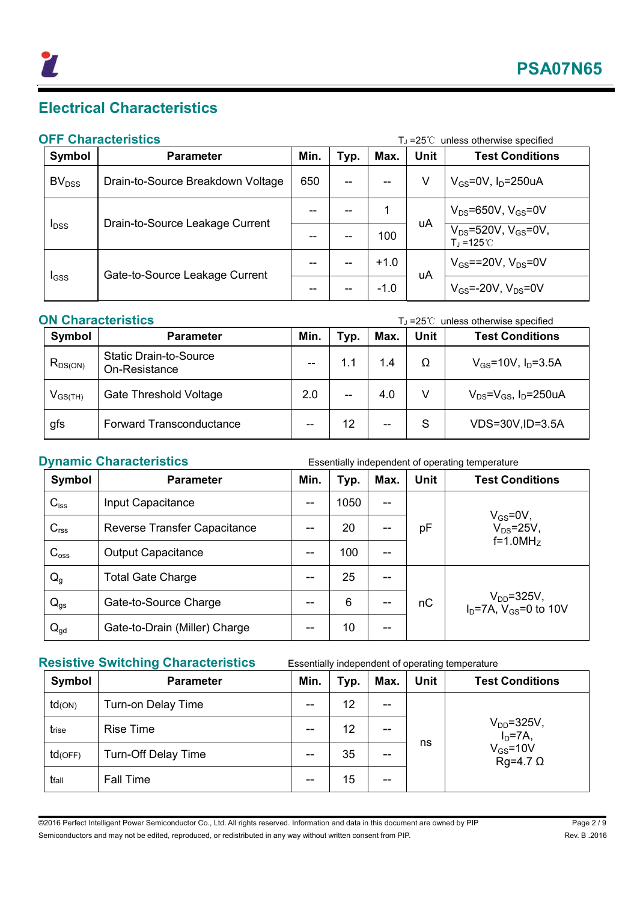# Electrical Characteristics

## OFF Characteristics

$T_J$ =25℃ unless otherwise specified

| Symbol | Parameter | Min. | Typ. | Max. | Unit | Test Conditions |
|---|---|---|---|---|---|---|
| $BV_{DSS}$ | Drain-to-Source Breakdown Voltage | 650 | -- | -- | V | $V_{GS}$=0V, $I_D$=250uA |
| $I_{DSS}$ | Drain-to-Source Leakage Current | -- | -- | 1 | uA | $V_{DS}$=650V, $V_{GS}$=0V |
| | | -- | -- | 100 | | $V_{DS}$=520V, $V_{GS}$=0V, $T_J$ =125℃ |
| $I_{GSS}$ | Gate-to-Source Leakage Current | -- | -- | +1.0 | uA | $V_{GS}$==20V, $V_{DS}$=0V |
| | | -- | -- | -1.0 | | $V_{GS}$=-20V, $V_{DS}$=0V |

## ON Characteristics

$T_J$ =25℃ unless otherwise specified

| Symbol | Parameter | Min. | Typ. | Max. | Unit | Test Conditions |
|---|---|---|---|---|---|---|
| $R_{DS(ON)}$ | Static Drain-to-Source On-Resistance | -- | 1.1 | 1.4 | Ω | $V_{GS}$=10V, $I_D$=3.5A |
| $V_{GS(TH)}$ | Gate Threshold Voltage | 2.0 | -- | 4.0 | V | $V_{DS}$=$V_{GS}$, $I_D$=250uA |
| gfs | Forward Transconductance | -- | 12 | -- | S | VDS=30V,ID=3.5A |

## Dynamic Characteristics

Essentially independent of operating temperature

| Symbol | Parameter | Min. | Typ. | Max. | Unit | Test Conditions |
|---|---|---|---|---|---|---|
| $C_{iss}$ | Input Capacitance | -- | 1050 | -- | pF | $V_{GS}$=0V, $V_{DS}$=25V, f=1.0MHz |
| $C_{rss}$ | Reverse Transfer Capacitance | -- | 20 | -- | | |
| $C_{oss}$ | Output Capacitance | -- | 100 | -- | | |
| $Q_g$ | Total Gate Charge | -- | 25 | -- | nC | $V_{DD}$=325V, $I_D$=7A, $V_{GS}$=0 to 10V |
| $Q_{gs}$ | Gate-to-Source Charge | -- | 6 | -- | | |
| $Q_{gd}$ | Gate-to-Drain (Miller) Charge | -- | 10 | -- | | |

## Resistive Switching Characteristics

Essentially independent of operating temperature

| Symbol | Parameter | Min. | Typ. | Max. | Unit | Test Conditions |
|---|---|---|---|---|---|---|
| $t_{d(ON)}$ | Turn-on Delay Time | -- | 12 | -- | ns | $V_{DD}$=325V, $I_D$=7A, $V_{GS}$=10V Rg=4.7 Ω |
| $t_{rise}$ | Rise Time | -- | 12 | -- | | |
| $t_{d(OFF)}$ | Turn-Off Delay Time | -- | 35 | -- | | |
| $t_{fall}$ | Fall Time | -- | 15 | -- | | |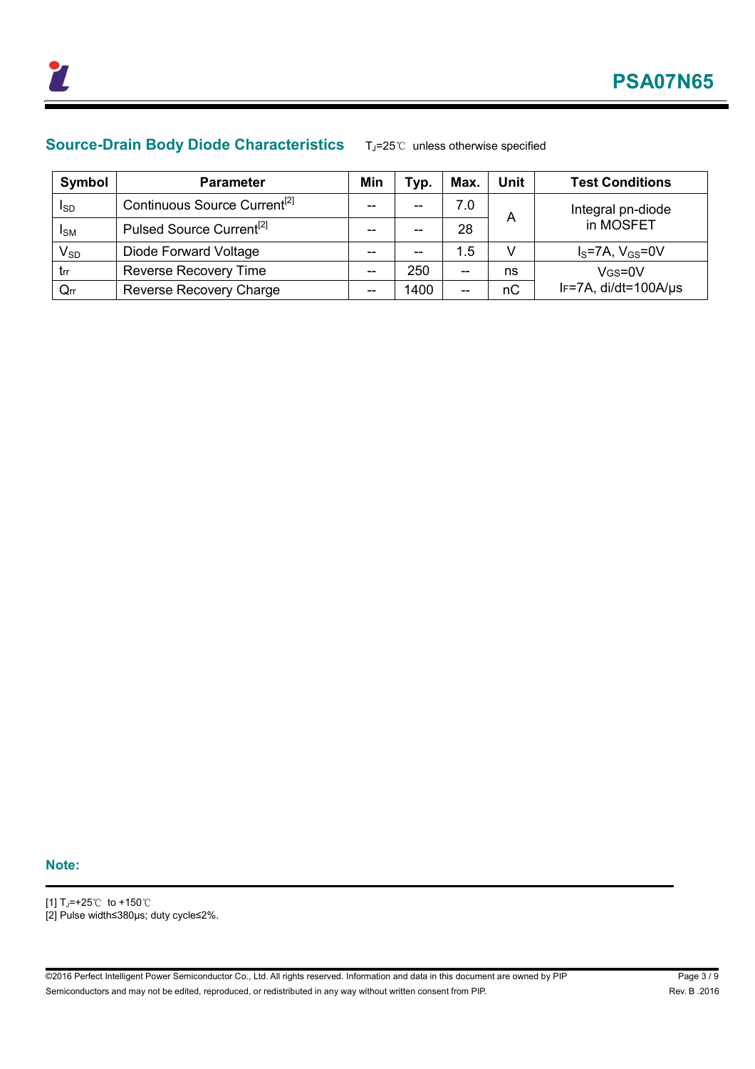## Source-Drain Body Diode Characteristics

$T_J$=25℃ unless otherwise specified

| Symbol | Parameter | Min | Typ. | Max. | Unit | Test Conditions |
|---|---|---|---|---|---|---|
| $I_{SD}$ | Continuous Source Current[2] | -- | -- | 7.0 | A | Integral pn-diode in MOSFET |
| $I_{SM}$ | Pulsed Source Current[2] | -- | -- | 28 | | |
| $V_{SD}$ | Diode Forward Voltage | -- | -- | 1.5 | V | $I_S$=7A, $V_{GS}$=0V |
| $t_{rr}$ | Reverse Recovery Time | -- | 250 | -- | ns | $V_{GS}$=0V $I_F$=7A, di/dt=100A/μs |
| $Q_{rr}$ | Reverse Recovery Charge | -- | 1400 | -- | nC | |

**Note:**

[1] $T_J$=+25℃ to +150℃

[2] Pulse width≤380μs; duty cycle≤2%.

©2016 Perfect Intelligent Power Semiconductor Co., Ltd. All rights reserved. Information and data in this document are owned by PIP Semiconductors and may not be edited, reproduced, or redistributed in any way without written consent from PIP.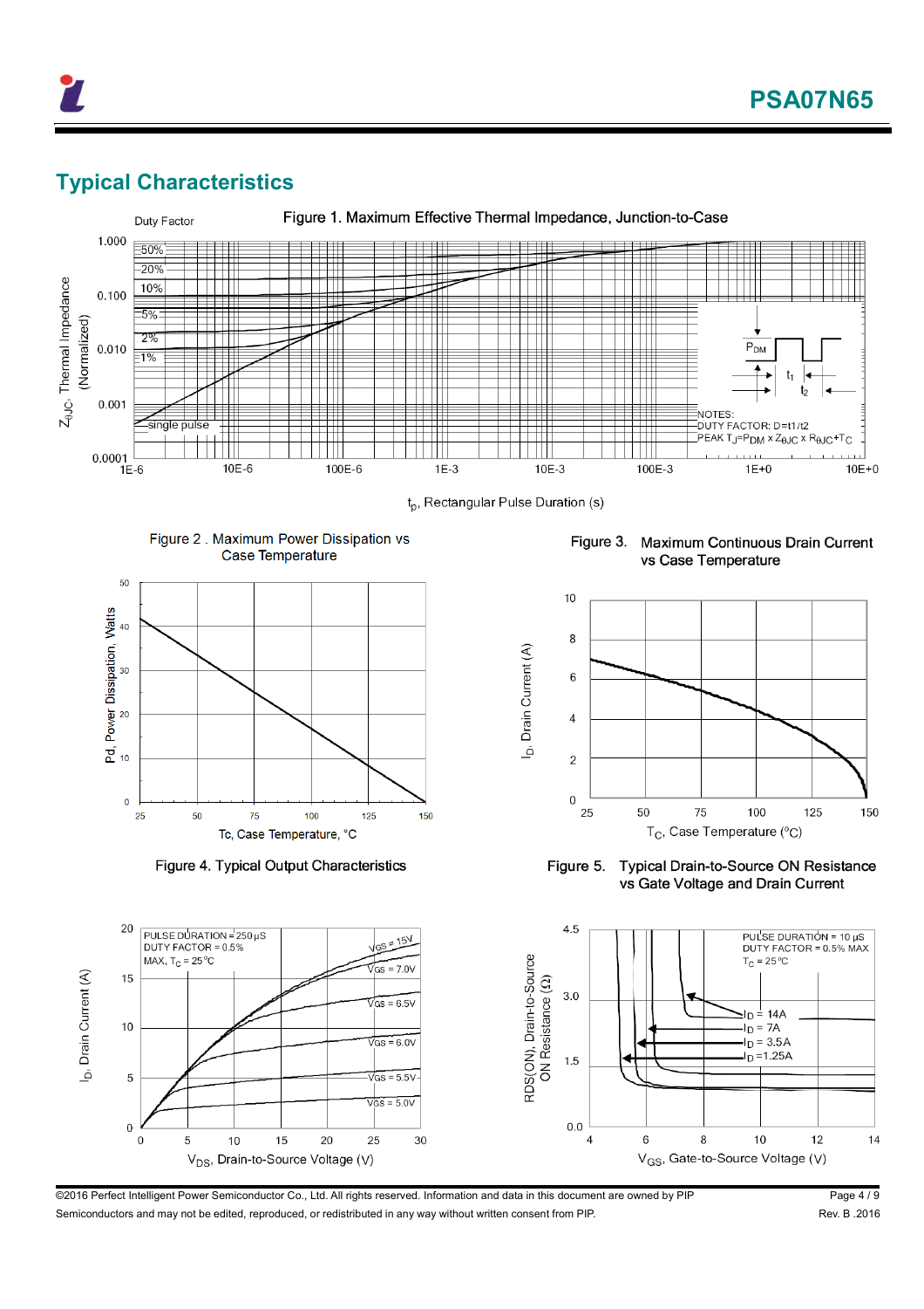## Typical Characteristics

Figure 1. Maximum Effective Thermal Impedance, Junction-to-Case

Duty Factor: 50%, 20%, 10%, 5%, 2%, 1%, single pulse

$Z_{\theta JC}$, Thermal Impedance (Normalized)

$t_p$, Rectangular Pulse Duration (s)

NOTES:
DUTY FACTOR: D=t1/t2
PEAK $T_J=P_{DM} \times Z_{\theta JC} \times R_{\theta JC}+T_C$

Figure 2 . Maximum Power Dissipation vs Case Temperature

Pd, Power Dissipation, Watts

Tc, Case Temperature, °C

Figure 3. Maximum Continuous Drain Current vs Case Temperature

$I_D$, Drain Current (A)

$T_C$, Case Temperature (°C)

Figure 4. Typical Output Characteristics

PULSE DURATION = 250 μS
DUTY FACTOR = 0.5%
MAX, $T_C$ = 25 °C

$V_{GS}$ = 15V, $V_{GS}$ = 7.0V, $V_{GS}$ = 6.5V, $V_{GS}$ = 6.0V, $V_{GS}$ = 5.5V, $V_{GS}$ = 5.0V

$I_D$, Drain Current (A)

$V_{DS}$, Drain-to-Source Voltage (V)

Figure 5. Typical Drain-to-Source ON Resistance vs Gate Voltage and Drain Current

PULSE DURATION = 10 μS
DUTY FACTOR = 0.5% MAX
$T_C$ = 25 °C

$I_D$ = 14A, $I_D$ = 7A, $I_D$ = 3.5A, $I_D$ =1.25A

RDS(ON), Drain-to-Source ON Resistance (Ω)

$V_{GS}$, Gate-to-Source Voltage (V)

©2016 Perfect Intelligent Power Semiconductor Co., Ltd. All rights reserved. Information and data in this document are owned by PIP Semiconductors and may not be edited, reproduced, or redistributed in any way without written consent from PIP.

Rev. B .2016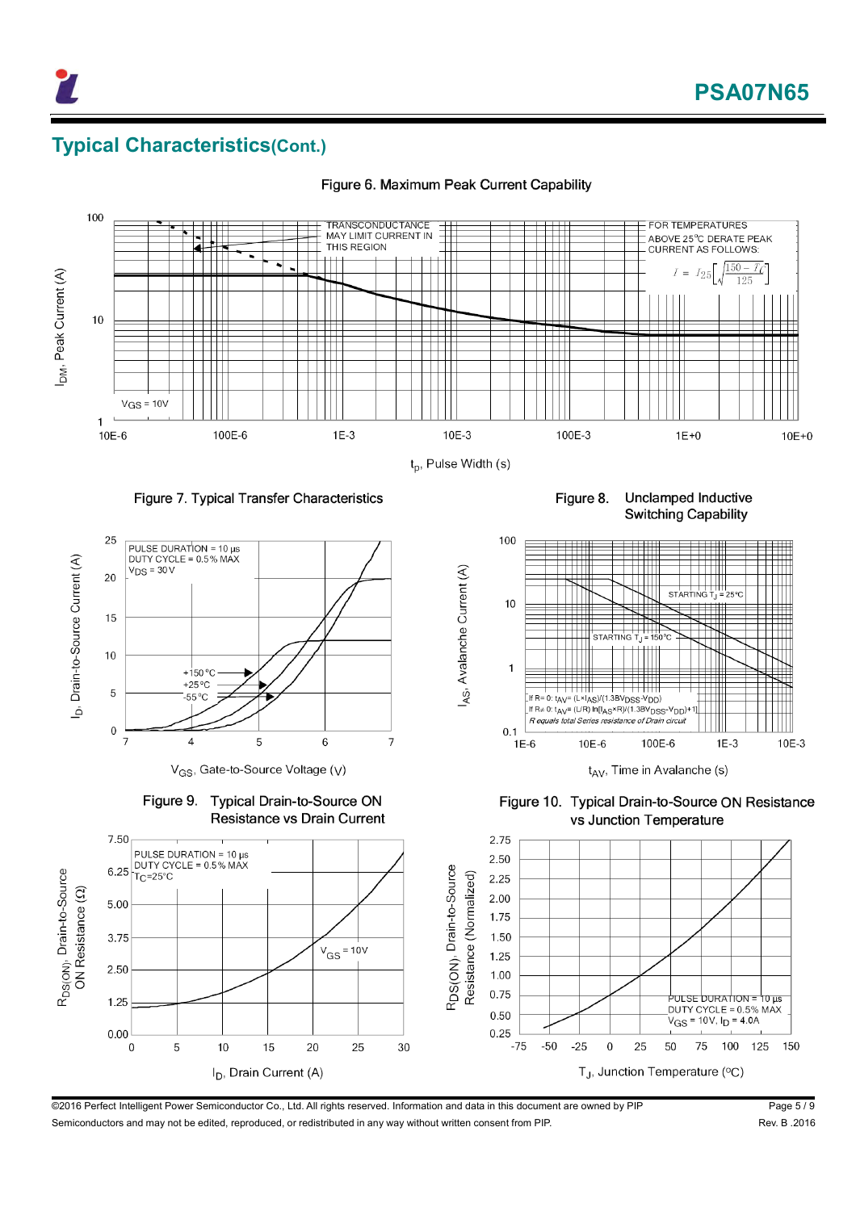## Typical Characteristics(Cont.)

Figure 6. Maximum Peak Current Capability

TRANSCONDUCTANCE MAY LIMIT CURRENT IN THIS REGION

FOR TEMPERATURES ABOVE 25°C DERATE PEAK CURRENT AS FOLLOWS:

$$I = I_{25}\left[\sqrt{\frac{150 - T_C}{125}}\right]$$

$V_{GS}$ = 10V

$I_{DM}$, Peak Current (A)

$t_p$, Pulse Width (s)

Figure 7. Typical Transfer Characteristics

PULSE DURATION = 10 µs
DUTY CYCLE = 0.5% MAX
$V_{DS}$ = 30 V

+150°C
+25°C
-55°C

$I_D$, Drain-to-Source Current (A)

$V_{GS}$, Gate-to-Source Voltage (V)

Figure 8. Unclamped Inductive Switching Capability

STARTING $T_J$ = 25°C

STARTING $T_J$ = 150°C

If R= 0: $t_{AV}$= $(L \times I_{AS})/(1.3BV_{DSS}-V_{DD})$
If R≠ 0: $t_{AV}$= $(L/R)\ln[(I_{AS} \times R)/(1.3BV_{DSS}-V_{DD})+1]$
*R equals total Series resistance of Drain circuit*

$I_{AS}$, Avalanche Current (A)

$t_{AV}$, Time in Avalanche (s)

Figure 9. Typical Drain-to-Source ON Resistance vs Drain Current

PULSE DURATION = 10 µs
DUTY CYCLE = 0.5% MAX
$T_C$=25°C

$V_{GS}$ = 10V

$R_{DS(ON)}$, Drain-to-Source ON Resistance (Ω)

$I_D$, Drain Current (A)

Figure 10. Typical Drain-to-Source ON Resistance vs Junction Temperature

PULSE DURATION = 10 µs
DUTY CYCLE = 0.5% MAX
$V_{GS}$ = 10V, $I_D$ = 4.0A

$R_{DS(ON)}$, Drain-to-Source Resistance (Normalized)

$T_J$, Junction Temperature (°C)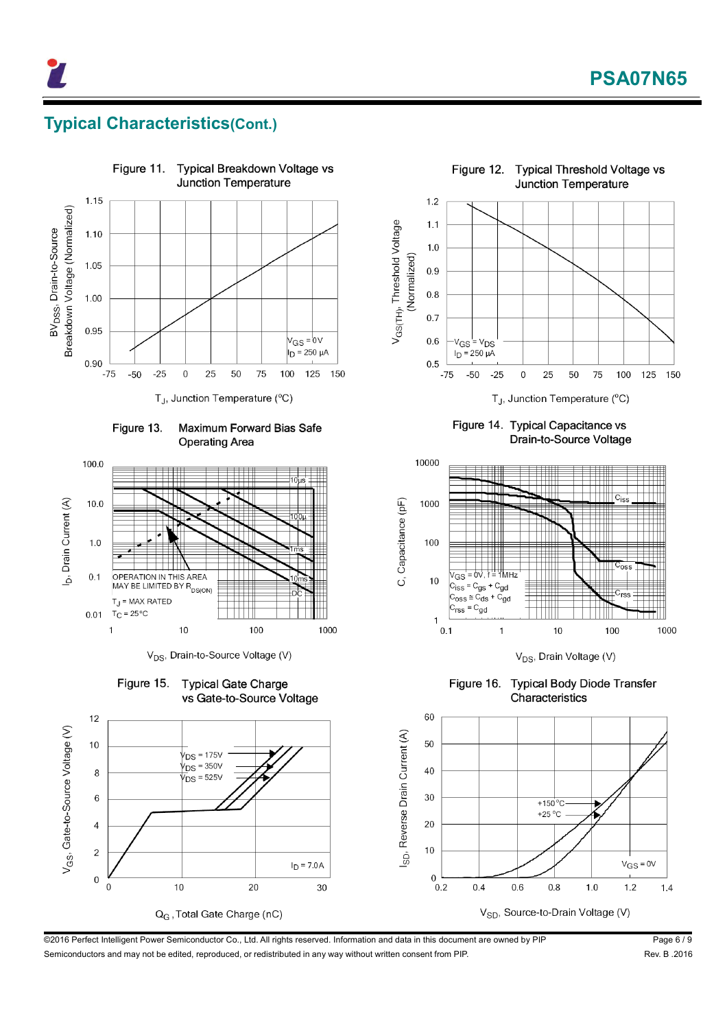## Typical Characteristics(Cont.)

Figure 11. Typical Breakdown Voltage vs Junction Temperature

$BV_{DSS}$, Drain-to-Source Breakdown Voltage (Normalized)

$V_{GS}$ = 0V
$I_D$ = 250 μA

$T_J$, Junction Temperature (ºC)

Figure 12. Typical Threshold Voltage vs Junction Temperature

$V_{GS(TH)}$, Threshold Voltage (Normalized)

$V_{GS}$ = $V_{DS}$
$I_D$ = 250 μA

$T_J$, Junction Temperature (ºC)

Figure 13. Maximum Forward Bias Safe Operating Area

$I_D$, Drain Current (A)

OPERATION IN THIS AREA MAY BE LIMITED BY $R_{DS(ON)}$

$T_J$ = MAX RATED
$T_C$ = 25ºC

10μs, 100μ, 1ms, 10ms, DC

$V_{DS}$, Drain-to-Source Voltage (V)

Figure 14. Typical Capacitance vs Drain-to-Source Voltage

C, Capacitance (pF)

$V_{GS}$ = 0V, f = 1MHz
$C_{iss}$ = $C_{gs}$ + $C_{gd}$
$C_{oss}$ ≅ $C_{ds}$ + $C_{gd}$
$C_{rss}$ = $C_{gd}$

$V_{DS}$, Drain Voltage (V)

Figure 15. Typical Gate Charge vs Gate-to-Source Voltage

$V_{GS}$, Gate-to-Source Voltage (V)

$V_{DS}$ = 175V
$V_{DS}$ = 350V
$V_{DS}$ = 525V

$I_D$ = 7.0A

$Q_G$ , Total Gate Charge (nC)

Figure 16. Typical Body Diode Transfer Characteristics

$I_{SD}$, Reverse Drain Current (A)

+150 ºC
+25 ºC

$V_{GS}$ = 0V

$V_{SD}$, Source-to-Drain Voltage (V)

©2016 Perfect Intelligent Power Semiconductor Co., Ltd. All rights reserved. Information and data in this document are owned by PIP Semiconductors and may not be edited, reproduced, or redistributed in any way without written consent from PIP.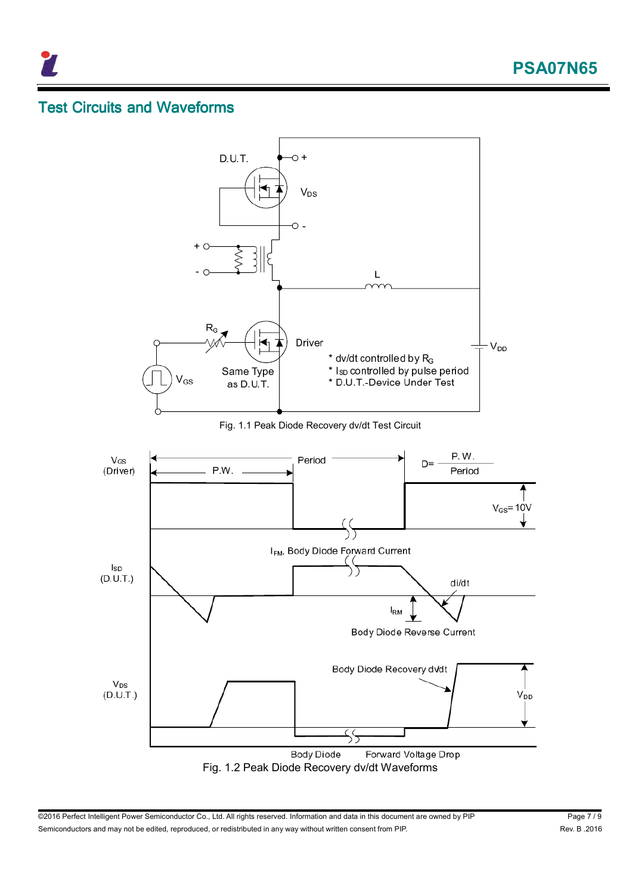## Test Circuits and Waveforms

D.U.T.

$V_{DS}$

L

$R_G$

Driver

$V_{DD}$

$V_{GS}$

Same Type as D.U.T.

* dv/dt controlled by $R_G$
* $I_{SD}$ controlled by pulse period
* D.U.T.-Device Under Test

Fig. 1.1 Peak Diode Recovery dv/dt Test Circuit

$V_{GS}$ (Driver)

Period

P.W.

$D = \frac{P.W.}{Period}$

$V_{GS}$= 10V

$I_{FM}$, Body Diode Forward Current

$I_{SD}$ (D.U.T.)

di/dt

$I_{RM}$

Body Diode Reverse Current

Body Diode Recovery dv/dt

$V_{DS}$ (D.U.T.)

$V_{DD}$

Body Diode Forward Voltage Drop

Fig. 1.2 Peak Diode Recovery dv/dt Waveforms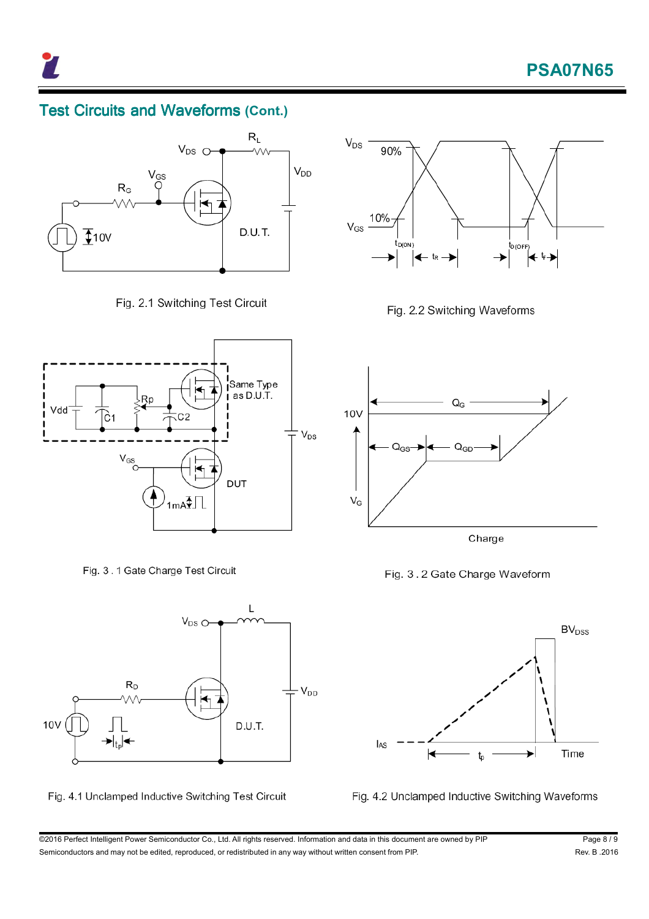## Test Circuits and Waveforms (Cont.)

Fig. 2.1 Switching Test Circuit

Fig. 2.2 Switching Waveforms

Fig. 3 . 1 Gate Charge Test Circuit

Fig. 3 . 2 Gate Charge Waveform

Fig. 4.1 Unclamped Inductive Switching Test Circuit

Fig. 4.2 Unclamped Inductive Switching Waveforms

©2016 Perfect Intelligent Power Semiconductor Co., Ltd. All rights reserved. Information and data in this document are owned by PIP Semiconductors and may not be edited, reproduced, or redistributed in any way without written consent from PIP.

Rev. B .2016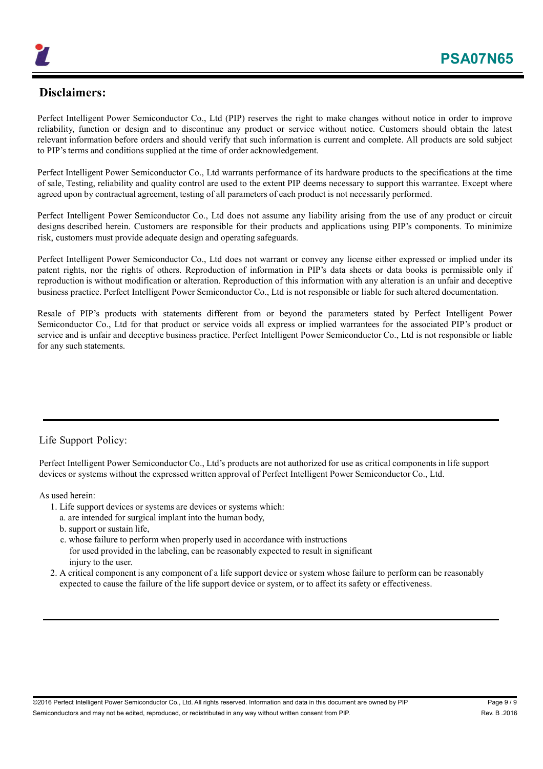## Disclaimers:

Perfect Intelligent Power Semiconductor Co., Ltd (PIP) reserves the right to make changes without notice in order to improve reliability, function or design and to discontinue any product or service without notice. Customers should obtain the latest relevant information before orders and should verify that such information is current and complete. All products are sold subject to PIP's terms and conditions supplied at the time of order acknowledgement.

Perfect Intelligent Power Semiconductor Co., Ltd warrants performance of its hardware products to the specifications at the time of sale, Testing, reliability and quality control are used to the extent PIP deems necessary to support this warrantee. Except where agreed upon by contractual agreement, testing of all parameters of each product is not necessarily performed.

Perfect Intelligent Power Semiconductor Co., Ltd does not assume any liability arising from the use of any product or circuit designs described herein. Customers are responsible for their products and applications using PIP's components. To minimize risk, customers must provide adequate design and operating safeguards.

Perfect Intelligent Power Semiconductor Co., Ltd does not warrant or convey any license either expressed or implied under its patent rights, nor the rights of others. Reproduction of information in PIP's data sheets or data books is permissible only if reproduction is without modification or alteration. Reproduction of this information with any alteration is an unfair and deceptive business practice. Perfect Intelligent Power Semiconductor Co., Ltd is not responsible or liable for such altered documentation.

Resale of PIP's products with statements different from or beyond the parameters stated by Perfect Intelligent Power Semiconductor Co., Ltd for that product or service voids all express or implied warrantees for the associated PIP's product or service and is unfair and deceptive business practice. Perfect Intelligent Power Semiconductor Co., Ltd is not responsible or liable for any such statements.

---

Life Support Policy:

Perfect Intelligent Power Semiconductor Co., Ltd's products are not authorized for use as critical components in life support devices or systems without the expressed written approval of Perfect Intelligent Power Semiconductor Co., Ltd.

As used herein:

1. Life support devices or systems are devices or systems which:
   a. are intended for surgical implant into the human body,
   b. support or sustain life,
   c. whose failure to perform when properly used in accordance with instructions for used provided in the labeling, can be reasonably expected to result in significant injury to the user.
2. A critical component is any component of a life support device or system whose failure to perform can be reasonably expected to cause the failure of the life support device or system, or to affect its safety or effectiveness.

---

©2016 Perfect Intelligent Power Semiconductor Co., Ltd. All rights reserved. Information and data in this document are owned by PIP Semiconductors and may not be edited, reproduced, or redistributed in any way without written consent from PIP.

Rev. B .2016